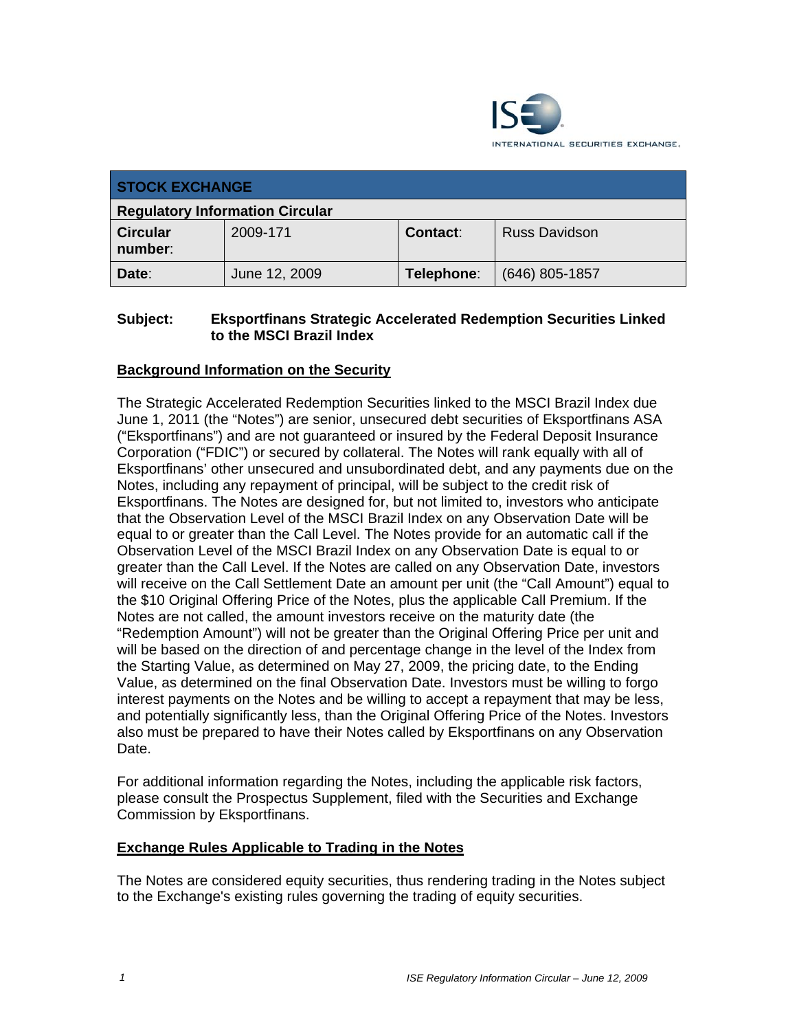INTERNATIONAL SECURITIES EXCHANGE.

| STOCK EXCHANGE | | | |
|---|---|---|---|
| **Regulatory Information Circular** | | | |
| **Circular number:** | 2009-171 | **Contact:** | Russ Davidson |
| **Date:** | June 12, 2009 | **Telephone:** | (646) 805-1857 |

**Subject: Eksportfinans Strategic Accelerated Redemption Securities Linked to the MSCI Brazil Index**

## Background Information on the Security

The Strategic Accelerated Redemption Securities linked to the MSCI Brazil Index due June 1, 2011 (the "Notes") are senior, unsecured debt securities of Eksportfinans ASA ("Eksportfinans") and are not guaranteed or insured by the Federal Deposit Insurance Corporation ("FDIC") or secured by collateral. The Notes will rank equally with all of Eksportfinans' other unsecured and unsubordinated debt, and any payments due on the Notes, including any repayment of principal, will be subject to the credit risk of Eksportfinans. The Notes are designed for, but not limited to, investors who anticipate that the Observation Level of the MSCI Brazil Index on any Observation Date will be equal to or greater than the Call Level. The Notes provide for an automatic call if the Observation Level of the MSCI Brazil Index on any Observation Date is equal to or greater than the Call Level. If the Notes are called on any Observation Date, investors will receive on the Call Settlement Date an amount per unit (the "Call Amount") equal to the $10 Original Offering Price of the Notes, plus the applicable Call Premium. If the Notes are not called, the amount investors receive on the maturity date (the "Redemption Amount") will not be greater than the Original Offering Price per unit and will be based on the direction of and percentage change in the level of the Index from the Starting Value, as determined on May 27, 2009, the pricing date, to the Ending Value, as determined on the final Observation Date. Investors must be willing to forgo interest payments on the Notes and be willing to accept a repayment that may be less, and potentially significantly less, than the Original Offering Price of the Notes. Investors also must be prepared to have their Notes called by Eksportfinans on any Observation Date.

For additional information regarding the Notes, including the applicable risk factors, please consult the Prospectus Supplement, filed with the Securities and Exchange Commission by Eksportfinans.

## Exchange Rules Applicable to Trading in the Notes

The Notes are considered equity securities, thus rendering trading in the Notes subject to the Exchange's existing rules governing the trading of equity securities.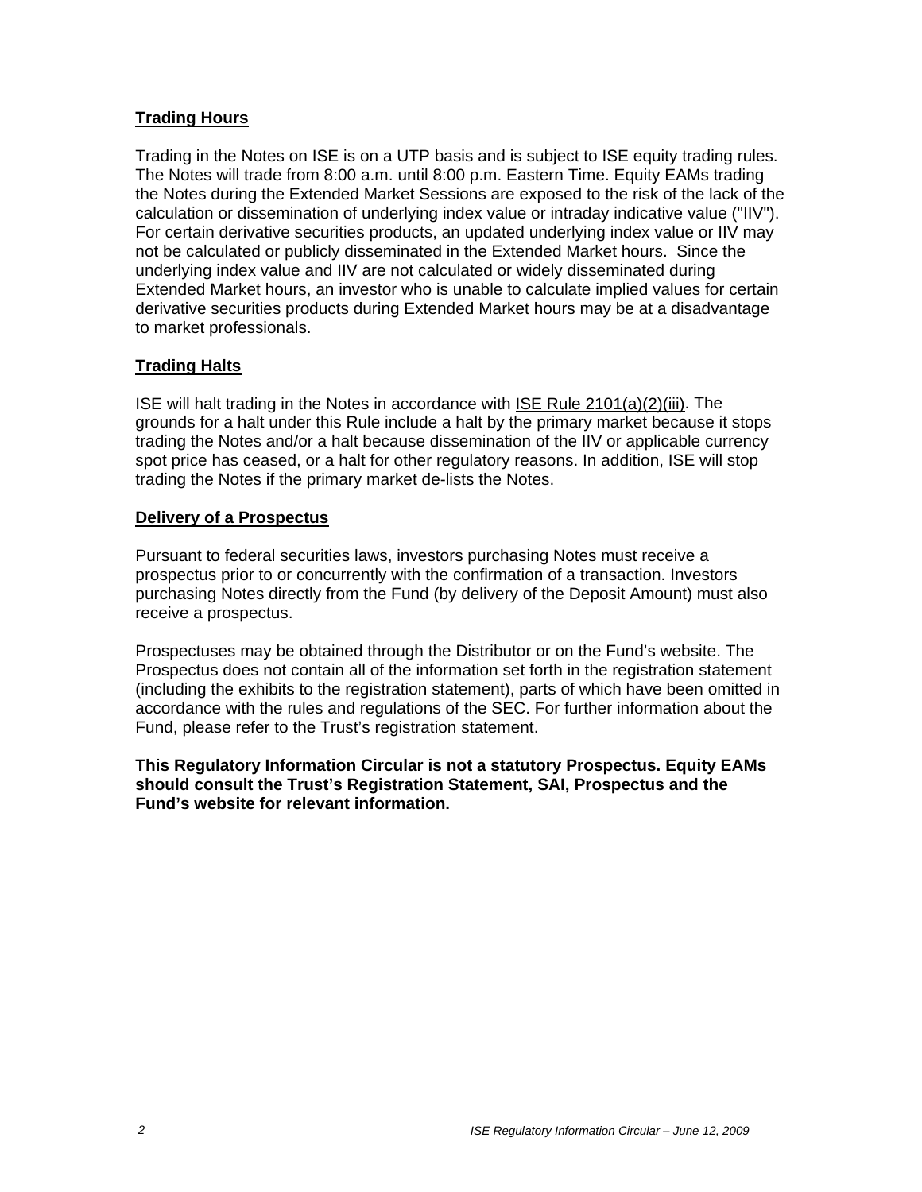## Trading Hours

Trading in the Notes on ISE is on a UTP basis and is subject to ISE equity trading rules. The Notes will trade from 8:00 a.m. until 8:00 p.m. Eastern Time. Equity EAMs trading the Notes during the Extended Market Sessions are exposed to the risk of the lack of the calculation or dissemination of underlying index value or intraday indicative value ("IIV"). For certain derivative securities products, an updated underlying index value or IIV may not be calculated or publicly disseminated in the Extended Market hours. Since the underlying index value and IIV are not calculated or widely disseminated during Extended Market hours, an investor who is unable to calculate implied values for certain derivative securities products during Extended Market hours may be at a disadvantage to market professionals.

## Trading Halts

ISE will halt trading in the Notes in accordance with ISE Rule 2101(a)(2)(iii). The grounds for a halt under this Rule include a halt by the primary market because it stops trading the Notes and/or a halt because dissemination of the IIV or applicable currency spot price has ceased, or a halt for other regulatory reasons. In addition, ISE will stop trading the Notes if the primary market de-lists the Notes.

## Delivery of a Prospectus

Pursuant to federal securities laws, investors purchasing Notes must receive a prospectus prior to or concurrently with the confirmation of a transaction. Investors purchasing Notes directly from the Fund (by delivery of the Deposit Amount) must also receive a prospectus.

Prospectuses may be obtained through the Distributor or on the Fund's website. The Prospectus does not contain all of the information set forth in the registration statement (including the exhibits to the registration statement), parts of which have been omitted in accordance with the rules and regulations of the SEC. For further information about the Fund, please refer to the Trust's registration statement.

**This Regulatory Information Circular is not a statutory Prospectus. Equity EAMs should consult the Trust's Registration Statement, SAI, Prospectus and the Fund's website for relevant information.**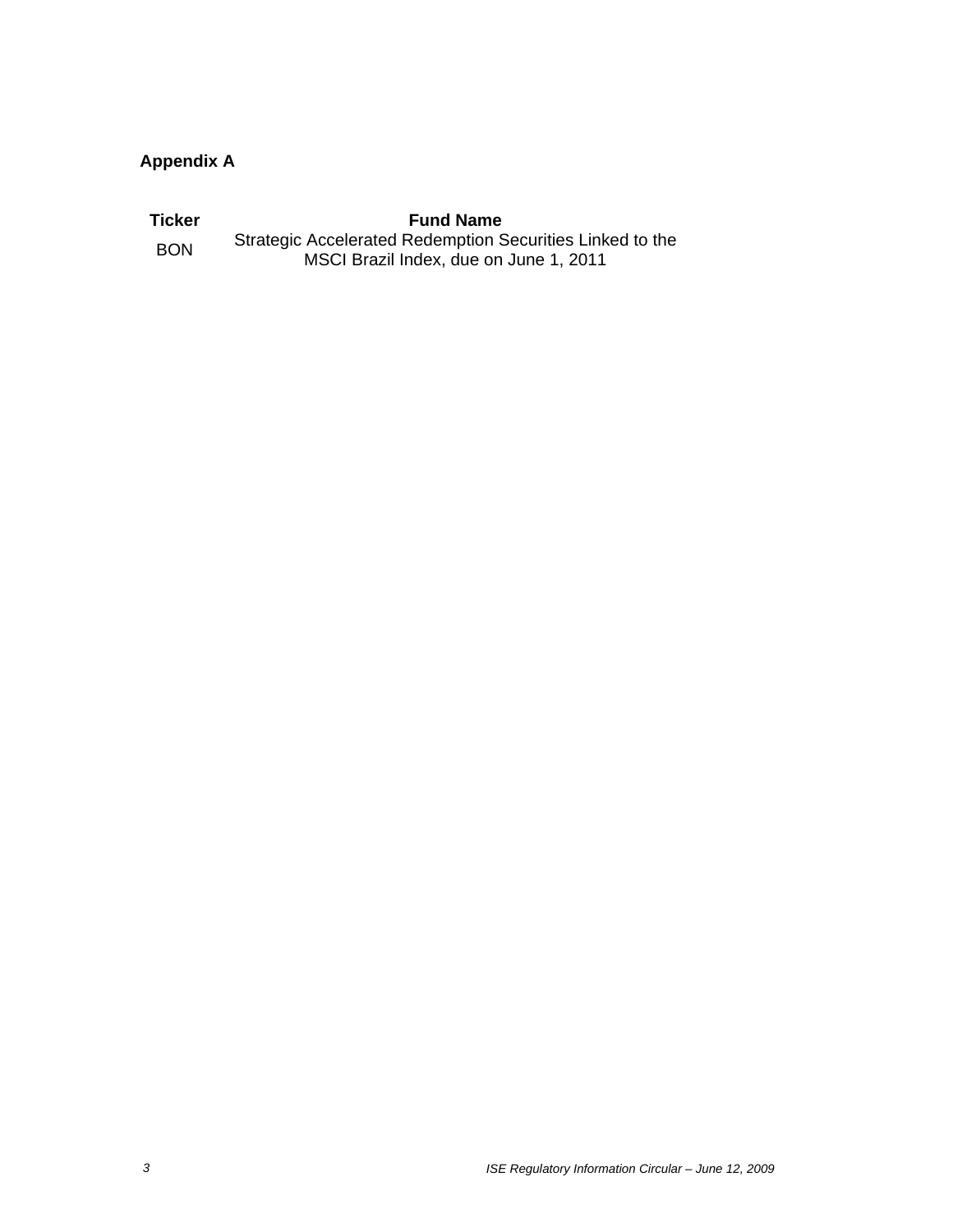## Appendix A

| Ticker | Fund Name |
|---|---|
| BON | Strategic Accelerated Redemption Securities Linked to the MSCI Brazil Index, due on June 1, 2011 |